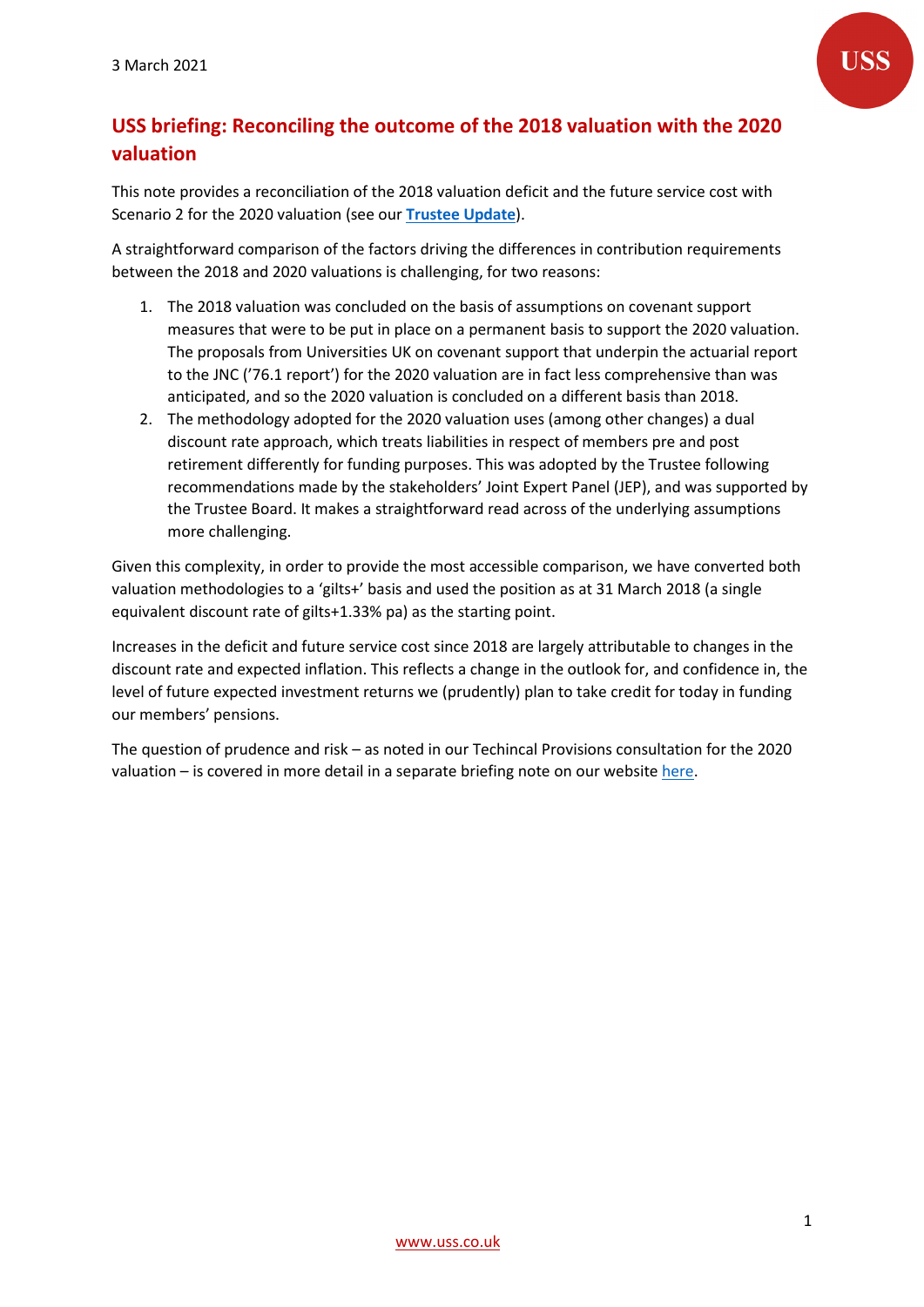3 March 2021

# USS briefing: Reconciling the outcome of the 2018 valuation with the 2020 valuation

This note provides a reconciliation of the 2018 valuation deficit and the future service cost with Scenario 2 for the 2020 valuation (see our **Trustee Update**).

A straightforward comparison of the factors driving the differences in contribution requirements between the 2018 and 2020 valuations is challenging, for two reasons:

1. The 2018 valuation was concluded on the basis of assumptions on covenant support measures that were to be put in place on a permanent basis to support the 2020 valuation. The proposals from Universities UK on covenant support that underpin the actuarial report to the JNC ('76.1 report') for the 2020 valuation are in fact less comprehensive than was anticipated, and so the 2020 valuation is concluded on a different basis than 2018.
2. The methodology adopted for the 2020 valuation uses (among other changes) a dual discount rate approach, which treats liabilities in respect of members pre and post retirement differently for funding purposes. This was adopted by the Trustee following recommendations made by the stakeholders' Joint Expert Panel (JEP), and was supported by the Trustee Board. It makes a straightforward read across of the underlying assumptions more challenging.

Given this complexity, in order to provide the most accessible comparison, we have converted both valuation methodologies to a 'gilts+' basis and used the position as at 31 March 2018 (a single equivalent discount rate of gilts+1.33% pa) as the starting point.

Increases in the deficit and future service cost since 2018 are largely attributable to changes in the discount rate and expected inflation. This reflects a change in the outlook for, and confidence in, the level of future expected investment returns we (prudently) plan to take credit for today in funding our members' pensions.

The question of prudence and risk – as noted in our Techincal Provisions consultation for the 2020 valuation – is covered in more detail in a separate briefing note on our website here.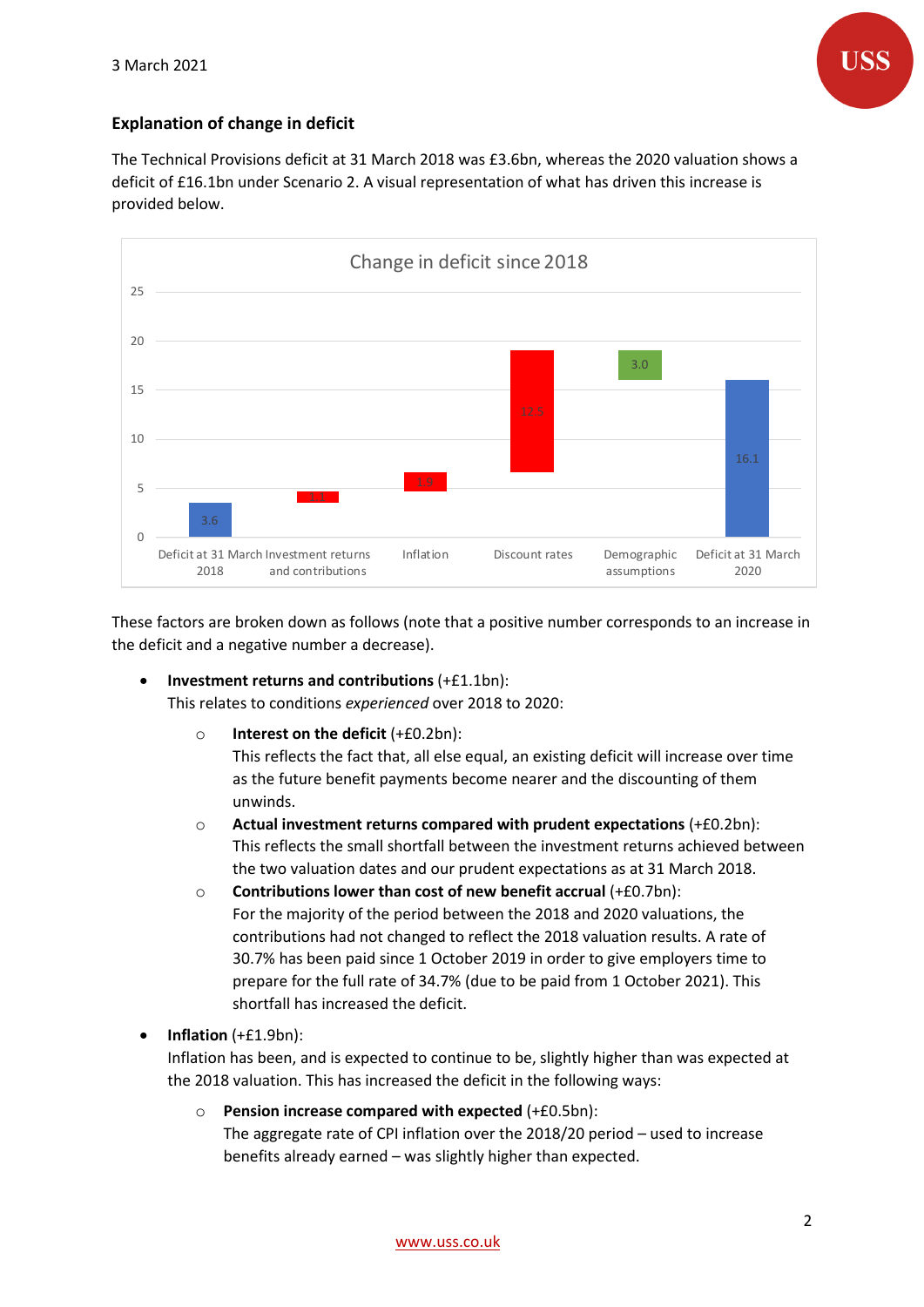## Explanation of change in deficit

The Technical Provisions deficit at 31 March 2018 was £3.6bn, whereas the 2020 valuation shows a deficit of £16.1bn under Scenario 2. A visual representation of what has driven this increase is provided below.

**Change in deficit since 2018**

| Deficit at 31 March 2018 | Investment returns and contributions | Inflation | Discount rates | Demographic assumptions | Deficit at 31 March 2020 |
|---|---|---|---|---|---|
| 3.6 | 1.1 | 1.9 | 12.5 | 3.0 | 16.1 |

These factors are broken down as follows (note that a positive number corresponds to an increase in the deficit and a negative number a decrease).

- **Investment returns and contributions** (+£1.1bn):
  This relates to conditions *experienced* over 2018 to 2020:
  - **Interest on the deficit** (+£0.2bn):
    This reflects the fact that, all else equal, an existing deficit will increase over time as the future benefit payments become nearer and the discounting of them unwinds.
  - **Actual investment returns compared with prudent expectations** (+£0.2bn):
    This reflects the small shortfall between the investment returns achieved between the two valuation dates and our prudent expectations as at 31 March 2018.
  - **Contributions lower than cost of new benefit accrual** (+£0.7bn):
    For the majority of the period between the 2018 and 2020 valuations, the contributions had not changed to reflect the 2018 valuation results. A rate of 30.7% has been paid since 1 October 2019 in order to give employers time to prepare for the full rate of 34.7% (due to be paid from 1 October 2021). This shortfall has increased the deficit.
- **Inflation** (+£1.9bn):
  Inflation has been, and is expected to continue to be, slightly higher than was expected at the 2018 valuation. This has increased the deficit in the following ways:
  - **Pension increase compared with expected** (+£0.5bn):
    The aggregate rate of CPI inflation over the 2018/20 period – used to increase benefits already earned – was slightly higher than expected.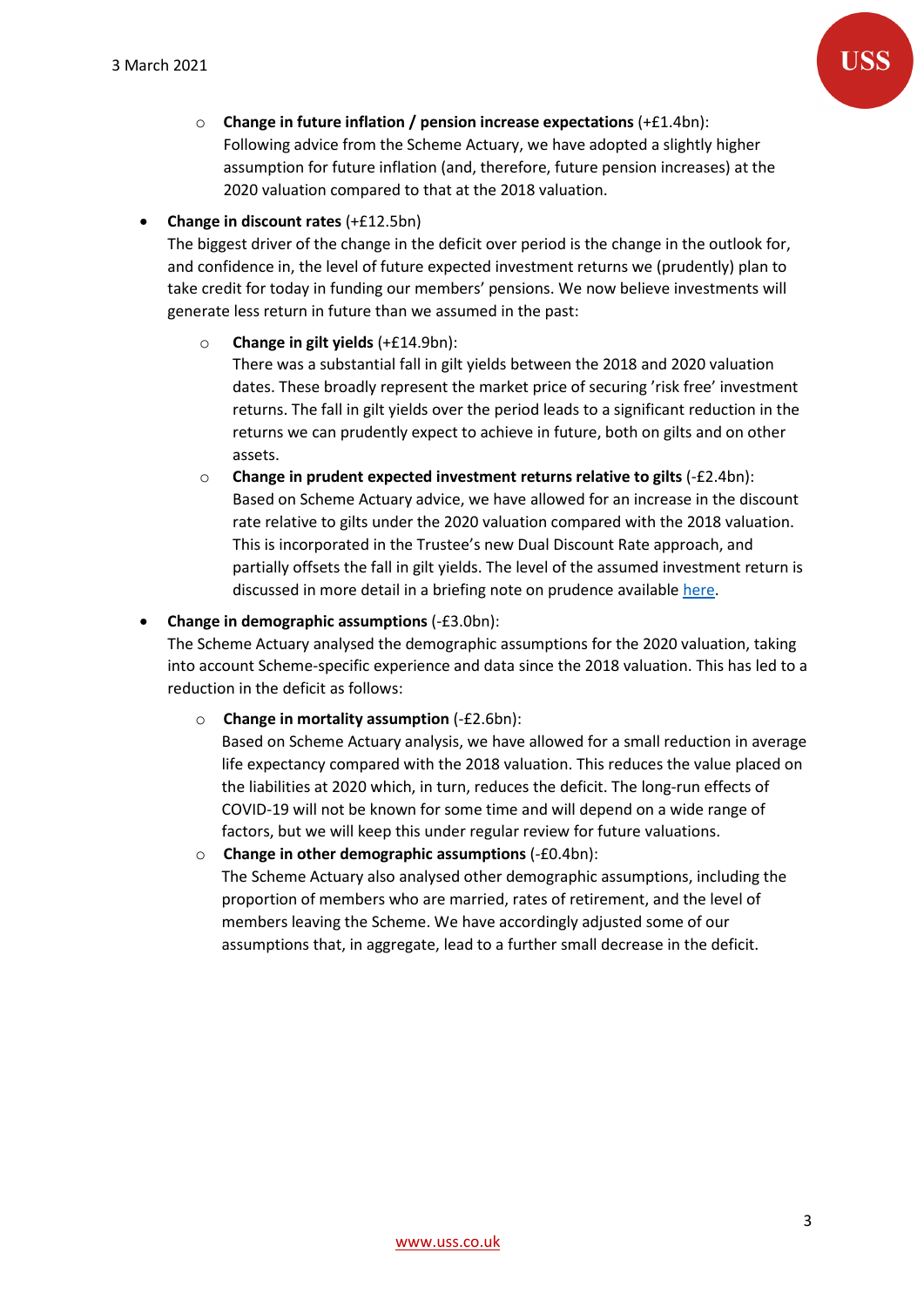- **Change in future inflation / pension increase expectations** (+£1.4bn):
    Following advice from the Scheme Actuary, we have adopted a slightly higher assumption for future inflation (and, therefore, future pension increases) at the 2020 valuation compared to that at the 2018 valuation.

- **Change in discount rates** (+£12.5bn)
  The biggest driver of the change in the deficit over period is the change in the outlook for, and confidence in, the level of future expected investment returns we (prudently) plan to take credit for today in funding our members' pensions. We now believe investments will generate less return in future than we assumed in the past:
  - **Change in gilt yields** (+£14.9bn):
    There was a substantial fall in gilt yields between the 2018 and 2020 valuation dates. These broadly represent the market price of securing 'risk free' investment returns. The fall in gilt yields over the period leads to a significant reduction in the returns we can prudently expect to achieve in future, both on gilts and on other assets.
  - **Change in prudent expected investment returns relative to gilts** (-£2.4bn):
    Based on Scheme Actuary advice, we have allowed for an increase in the discount rate relative to gilts under the 2020 valuation compared with the 2018 valuation. This is incorporated in the Trustee's new Dual Discount Rate approach, and partially offsets the fall in gilt yields. The level of the assumed investment return is discussed in more detail in a briefing note on prudence available here.

- **Change in demographic assumptions** (-£3.0bn):
  The Scheme Actuary analysed the demographic assumptions for the 2020 valuation, taking into account Scheme-specific experience and data since the 2018 valuation. This has led to a reduction in the deficit as follows:
  - **Change in mortality assumption** (-£2.6bn):
    Based on Scheme Actuary analysis, we have allowed for a small reduction in average life expectancy compared with the 2018 valuation. This reduces the value placed on the liabilities at 2020 which, in turn, reduces the deficit. The long-run effects of COVID-19 will not be known for some time and will depend on a wide range of factors, but we will keep this under regular review for future valuations.
  - **Change in other demographic assumptions** (-£0.4bn):
    The Scheme Actuary also analysed other demographic assumptions, including the proportion of members who are married, rates of retirement, and the level of members leaving the Scheme. We have accordingly adjusted some of our assumptions that, in aggregate, lead to a further small decrease in the deficit.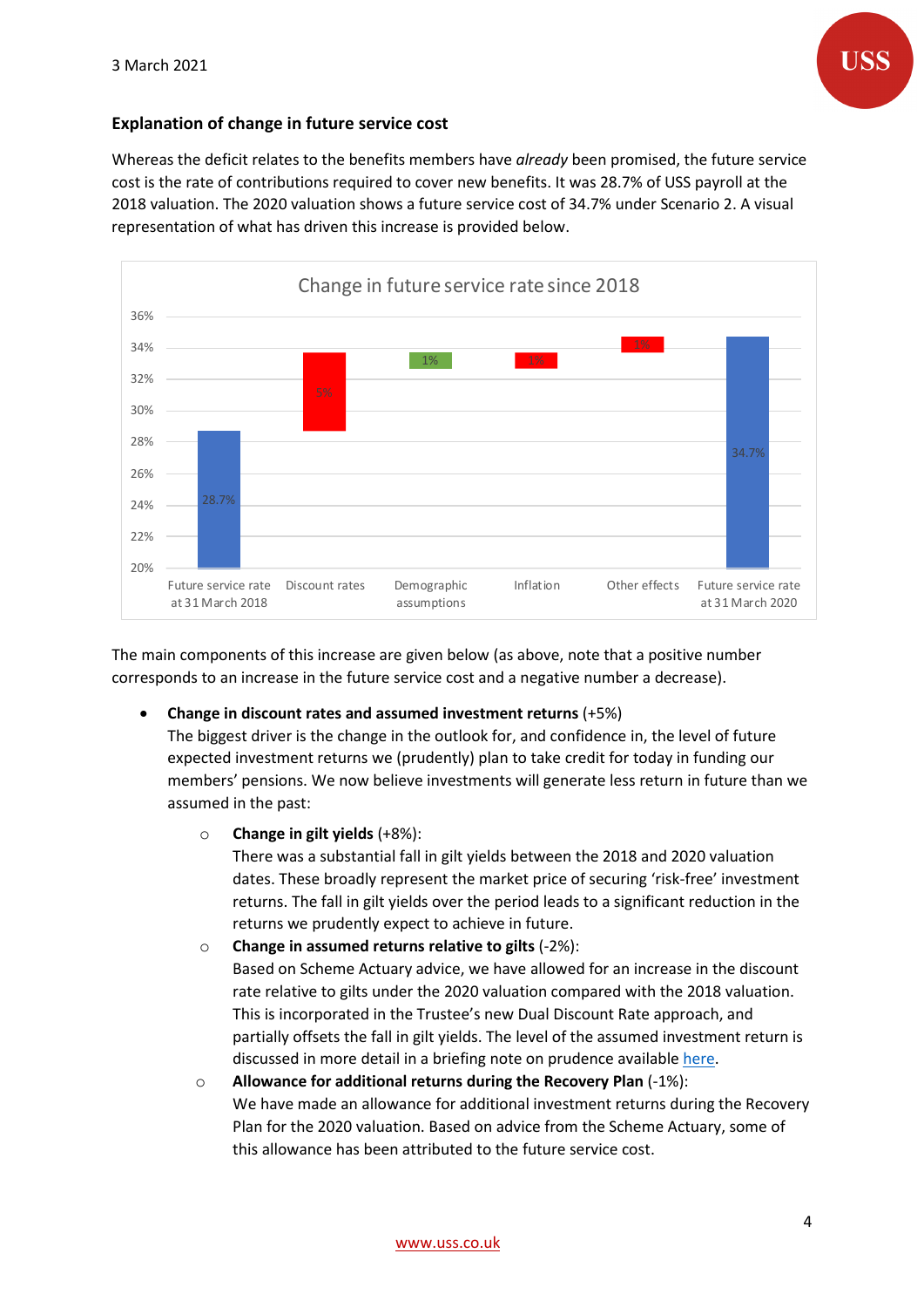3 March 2021

### Explanation of change in future service cost

Whereas the deficit relates to the benefits members have *already* been promised, the future service cost is the rate of contributions required to cover new benefits. It was 28.7% of USS payroll at the 2018 valuation. The 2020 valuation shows a future service cost of 34.7% under Scenario 2. A visual representation of what has driven this increase is provided below.

Change in future service rate since 2018

| | Future service rate at 31 March 2018 | Discount rates | Demographic assumptions | Inflation | Other effects | Future service rate at 31 March 2020 |
|---|---|---|---|---|---|---|
| Change in future service rate | 28.7% | 5% | 1% | 1% | 1% | 34.7% |

The main components of this increase are given below (as above, note that a positive number corresponds to an increase in the future service cost and a negative number a decrease).

- **Change in discount rates and assumed investment returns** (+5%)
  The biggest driver is the change in the outlook for, and confidence in, the level of future expected investment returns we (prudently) plan to take credit for today in funding our members' pensions. We now believe investments will generate less return in future than we assumed in the past:
  - **Change in gilt yields** (+8%):
    There was a substantial fall in gilt yields between the 2018 and 2020 valuation dates. These broadly represent the market price of securing 'risk-free' investment returns. The fall in gilt yields over the period leads to a significant reduction in the returns we prudently expect to achieve in future.
  - **Change in assumed returns relative to gilts** (-2%):
    Based on Scheme Actuary advice, we have allowed for an increase in the discount rate relative to gilts under the 2020 valuation compared with the 2018 valuation. This is incorporated in the Trustee's new Dual Discount Rate approach, and partially offsets the fall in gilt yields. The level of the assumed investment return is discussed in more detail in a briefing note on prudence available here.
  - **Allowance for additional returns during the Recovery Plan** (-1%):
    We have made an allowance for additional investment returns during the Recovery Plan for the 2020 valuation. Based on advice from the Scheme Actuary, some of this allowance has been attributed to the future service cost.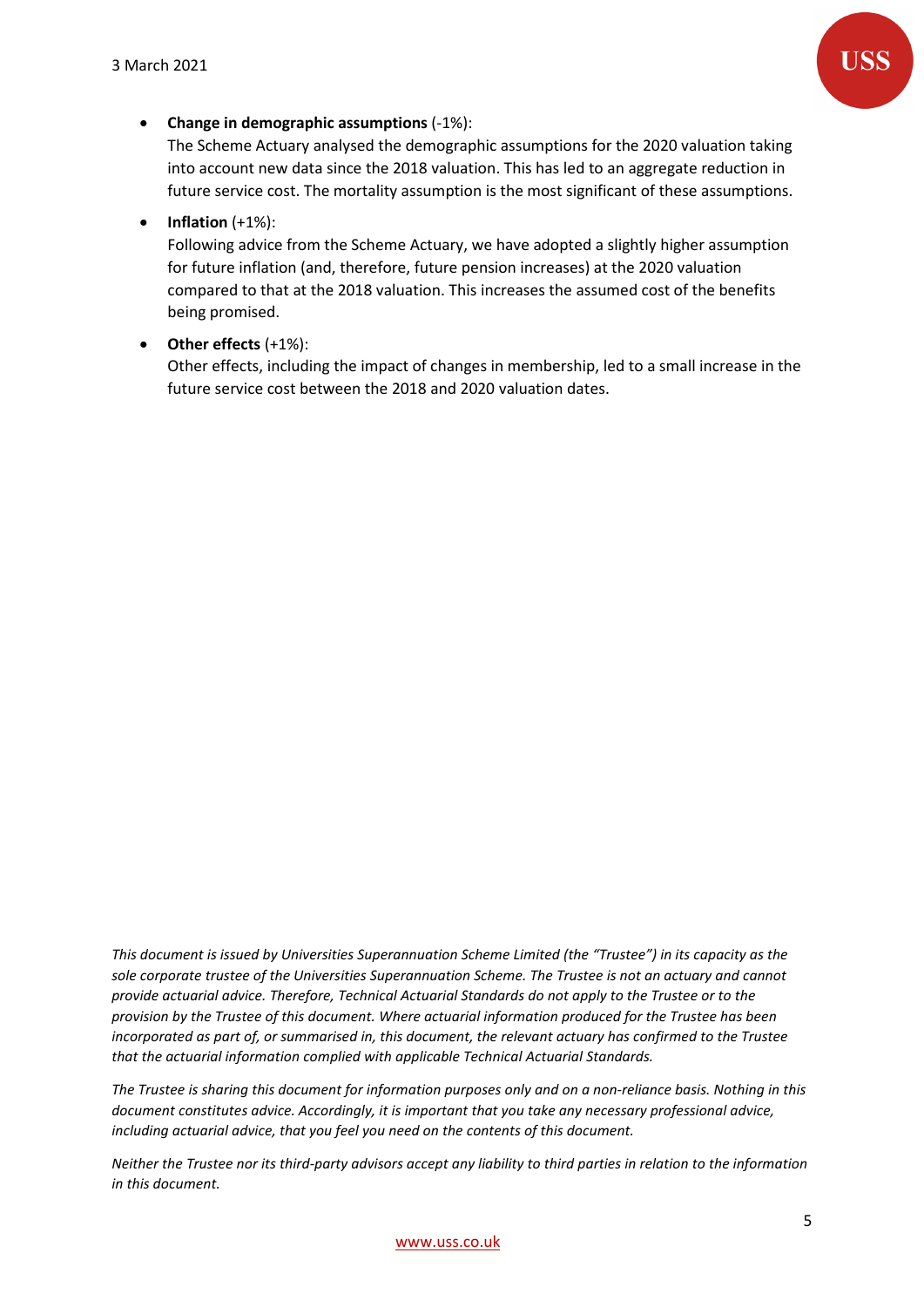- **Change in demographic assumptions** (-1%):
  The Scheme Actuary analysed the demographic assumptions for the 2020 valuation taking into account new data since the 2018 valuation. This has led to an aggregate reduction in future service cost. The mortality assumption is the most significant of these assumptions.

- **Inflation** (+1%):
  Following advice from the Scheme Actuary, we have adopted a slightly higher assumption for future inflation (and, therefore, future pension increases) at the 2020 valuation compared to that at the 2018 valuation. This increases the assumed cost of the benefits being promised.

- **Other effects** (+1%):
  Other effects, including the impact of changes in membership, led to a small increase in the future service cost between the 2018 and 2020 valuation dates.

*This document is issued by Universities Superannuation Scheme Limited (the "Trustee") in its capacity as the sole corporate trustee of the Universities Superannuation Scheme. The Trustee is not an actuary and cannot provide actuarial advice. Therefore, Technical Actuarial Standards do not apply to the Trustee or to the provision by the Trustee of this document. Where actuarial information produced for the Trustee has been incorporated as part of, or summarised in, this document, the relevant actuary has confirmed to the Trustee that the actuarial information complied with applicable Technical Actuarial Standards.*

*The Trustee is sharing this document for information purposes only and on a non-reliance basis. Nothing in this document constitutes advice. Accordingly, it is important that you take any necessary professional advice, including actuarial advice, that you feel you need on the contents of this document.*

*Neither the Trustee nor its third-party advisors accept any liability to third parties in relation to the information in this document.*